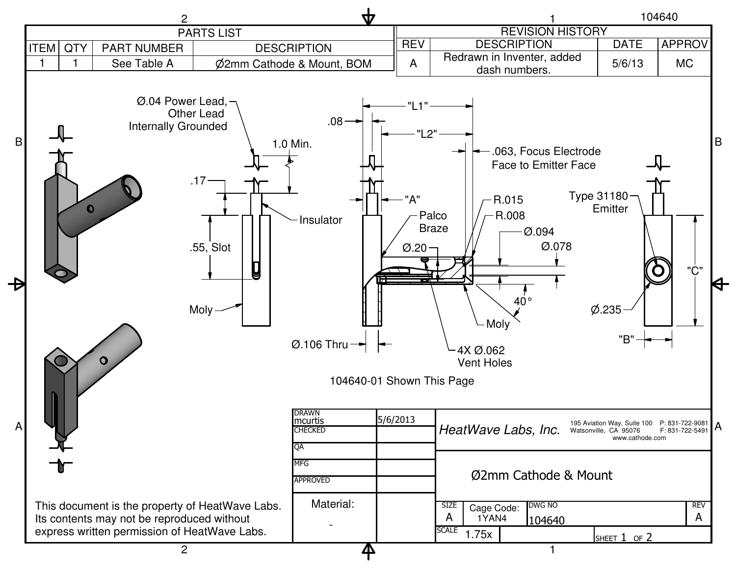| PARTS LIST | | | |
|---|---|---|---|
| ITEM | QTY | PART NUMBER | DESCRIPTION |
| 1 | 1 | See Table A | Ø2mm Cathode & Mount, BOM |

| REVISION HISTORY | | | |
|---|---|---|---|
| REV | DESCRIPTION | DATE | APPROV |
| A | Redrawn in Inventer, added dash numbers. | 5/6/13 | MC |

Ø.04 Power Lead, Other Lead Internally Grounded

1.0 Min.

.17

.55, Slot

Insulator

Moly

.08

"L1"

"L2"

.063, Focus Electrode Face to Emitter Face

"A"

R.015

R.008

Palco Braze

Ø.094

Ø.20

Ø.078

40°

Moly

Ø.106 Thru

4X Ø.062 Vent Holes

Type 31180 Emitter

"C"

Ø.235

"B"

104640-01 Shown This Page

| DRAWN mcurtis | 5/6/2013 |
|---|---|
| CHECKED | |
| QA | |
| MFG | |
| APPROVED | |

HeatWave Labs, Inc. 195 Aviation Way, Suite 100 Watsonville, CA 95076 www.cathode.com P: 831-722-9081 F: 831-722-5491

Ø2mm Cathode & Mount

Material: -

| SIZE | Cage Code: | DWG NO | REV |
|---|---|---|---|
| A | 1YAN4 | 104640 | A |

SCALE 1.75x

SHEET 1 OF 2

This document is the property of HeatWave Labs. Its contents may not be reproduced without express written permission of HeatWave Labs.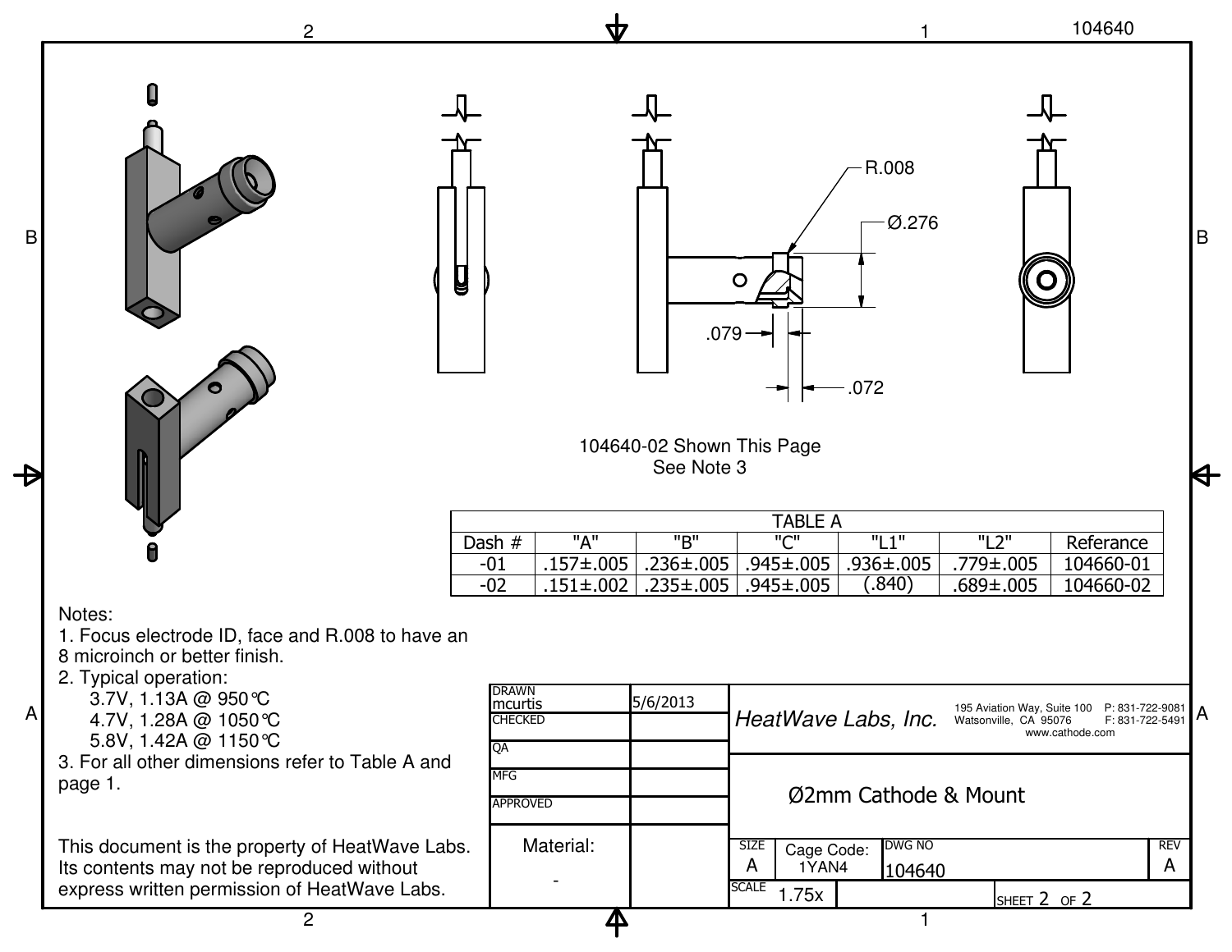R.008

Ø.276

.079

.072

104640-02 Shown This Page
See Note 3

| TABLE A | | | | | | |
|---|---|---|---|---|---|---|
| Dash # | "A" | "B" | "C" | "L1" | "L2" | Referance |
| -01 | .157±.005 | .236±.005 | .945±.005 | .936±.005 | .779±.005 | 104660-01 |
| -02 | .151±.002 | .235±.005 | .945±.005 | (.840) | .689±.005 | 104660-02 |

Notes:

1. Focus electrode ID, face and R.008 to have an 8 microinch or better finish.
2. Typical operation:
   - 3.7V, 1.13A @ 950°C
   - 4.7V, 1.28A @ 1050°C
   - 5.8V, 1.42A @ 1150°C
3. For all other dimensions refer to Table A and page 1.

This document is the property of HeatWave Labs. Its contents may not be reproduced without express written permission of HeatWave Labs.

| | | |
|---|---|---|
| DRAWN mcurtis | 5/6/2013 | *HeatWave Labs, Inc.* 195 Aviation Way, Suite 100 Watsonville, CA 95076 www.cathode.com P: 831-722-9081 F: 831-722-5491 |
| CHECKED | | |
| QA | | Ø2mm Cathode & Mount |
| MFG | | |
| APPROVED | | |
| Material: - | | SIZE A; Cage Code: 1YAN4; DWG NO 104640; REV A |
| | | SCALE 1.75x; SHEET 2 OF 2 |